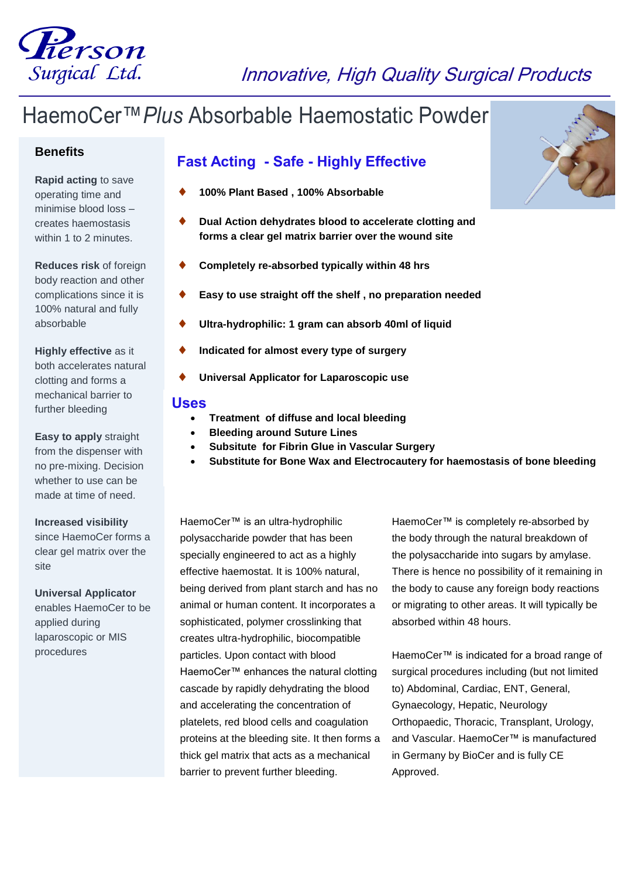Pierson Surgical Ltd.

Innovative, High Quality Surgical Products

# HaemoCer™ *Plus* Absorbable Haemostatic Powder

## Benefits

**Rapid acting** to save operating time and minimise blood loss – creates haemostasis within 1 to 2 minutes.

**Reduces risk** of foreign body reaction and other complications since it is 100% natural and fully absorbable

**Highly effective** as it both accelerates natural clotting and forms a mechanical barrier to further bleeding

**Easy to apply** straight from the dispenser with no pre-mixing. Decision whether to use can be made at time of need.

**Increased visibility** since HaemoCer forms a clear gel matrix over the site

**Universal Applicator** enables HaemoCer to be applied during laparoscopic or MIS procedures

## Fast Acting - Safe - Highly Effective

- **100% Plant Based , 100% Absorbable**
- **Dual Action dehydrates blood to accelerate clotting and forms a clear gel matrix barrier over the wound site**
- **Completely re-absorbed typically within 48 hrs**
- **Easy to use straight off the shelf , no preparation needed**
- **Ultra-hydrophilic: 1 gram can absorb 40ml of liquid**
- **Indicated for almost every type of surgery**
- **Universal Applicator for Laparoscopic use**

## Uses

- **Treatment of diffuse and local bleeding**
- **Bleeding around Suture Lines**
- **Subsitute for Fibrin Glue in Vascular Surgery**
- **Substitute for Bone Wax and Electrocautery for haemostasis of bone bleeding**

HaemoCer™ is an ultra-hydrophilic polysaccharide powder that has been specially engineered to act as a highly effective haemostat. It is 100% natural, being derived from plant starch and has no animal or human content. It incorporates a sophisticated, polymer crosslinking that creates ultra-hydrophilic, biocompatible particles. Upon contact with blood HaemoCer™ enhances the natural clotting cascade by rapidly dehydrating the blood and accelerating the concentration of platelets, red blood cells and coagulation proteins at the bleeding site. It then forms a thick gel matrix that acts as a mechanical barrier to prevent further bleeding.

HaemoCer™ is completely re-absorbed by the body through the natural breakdown of the polysaccharide into sugars by amylase. There is hence no possibility of it remaining in the body to cause any foreign body reactions or migrating to other areas. It will typically be absorbed within 48 hours.

HaemoCer™ is indicated for a broad range of surgical procedures including (but not limited to) Abdominal, Cardiac, ENT, General, Gynaecology, Hepatic, Neurology Orthopaedic, Thoracic, Transplant, Urology, and Vascular. HaemoCer™ is manufactured in Germany by BioCer and is fully CE Approved.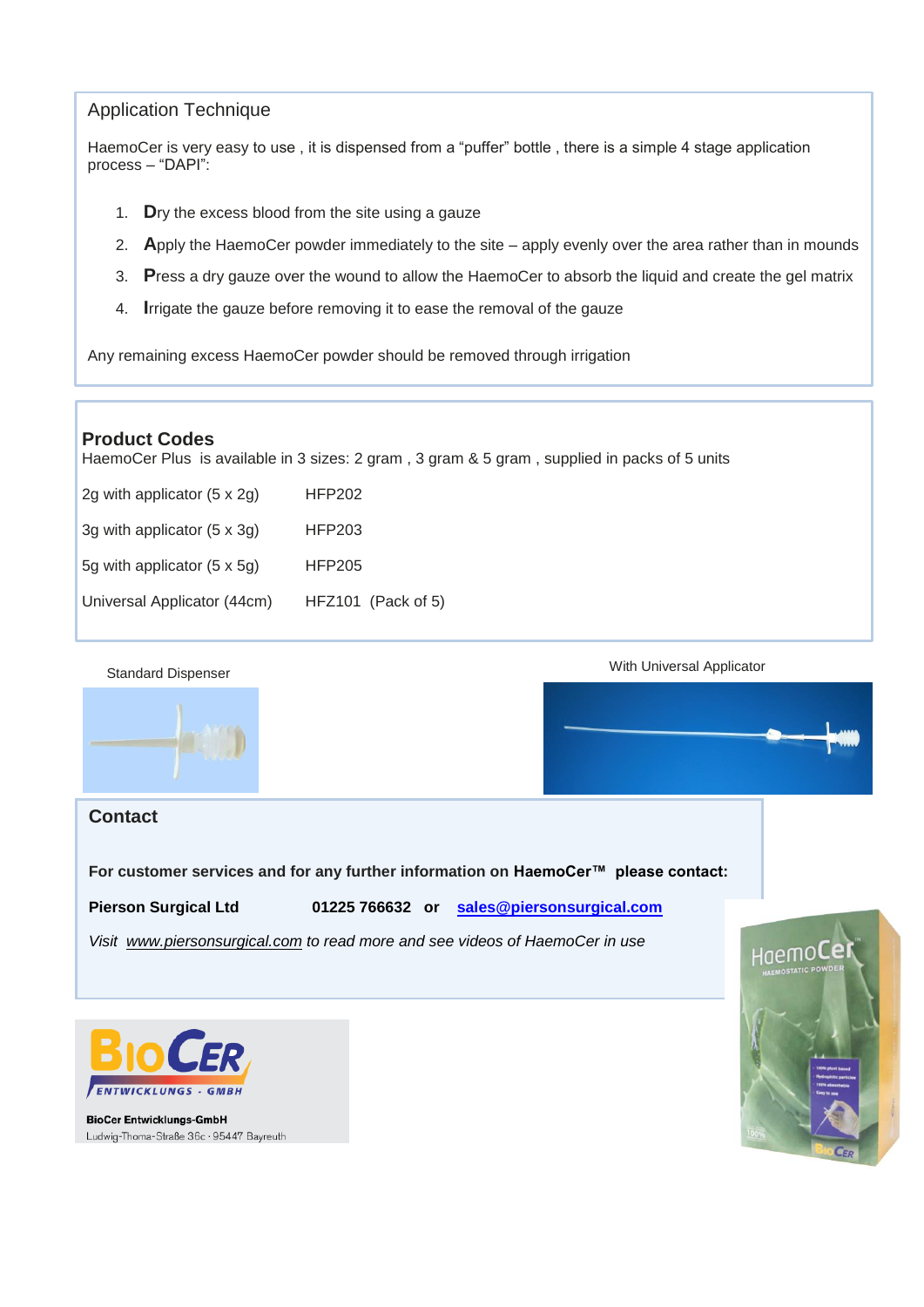## Application Technique

HaemoCer is very easy to use , it is dispensed from a "puffer" bottle , there is a simple 4 stage application process – "DAPI":

1. **D**ry the excess blood from the site using a gauze
2. **A**pply the HaemoCer powder immediately to the site – apply evenly over the area rather than in mounds
3. **P**ress a dry gauze over the wound to allow the HaemoCer to absorb the liquid and create the gel matrix
4. **I**rrigate the gauze before removing it to ease the removal of the gauze

Any remaining excess HaemoCer powder should be removed through irrigation

## Product Codes

HaemoCer Plus is available in 3 sizes: 2 gram , 3 gram & 5 gram , supplied in packs of 5 units

| | |
|---|---|
| 2g with applicator (5 x 2g) | HFP202 |
| 3g with applicator (5 x 3g) | HFP203 |
| 5g with applicator (5 x 5g) | HFP205 |
| Universal Applicator (44cm) | HFZ101 (Pack of 5) |

Standard Dispenser

With Universal Applicator

## Contact

**For customer services and for any further information on HaemoCer™ please contact:**

**Pierson Surgical Ltd** **01225 766632 or** **sales@piersonsurgical.com**

*Visit www.piersonsurgical.com to read more and see videos of HaemoCer in use*

BioCer ENTWICKLUNGS - GMBH

**BioCer Entwicklungs-GmbH**
Ludwig-Thoma-Straße 36c · 95447 Bayreuth